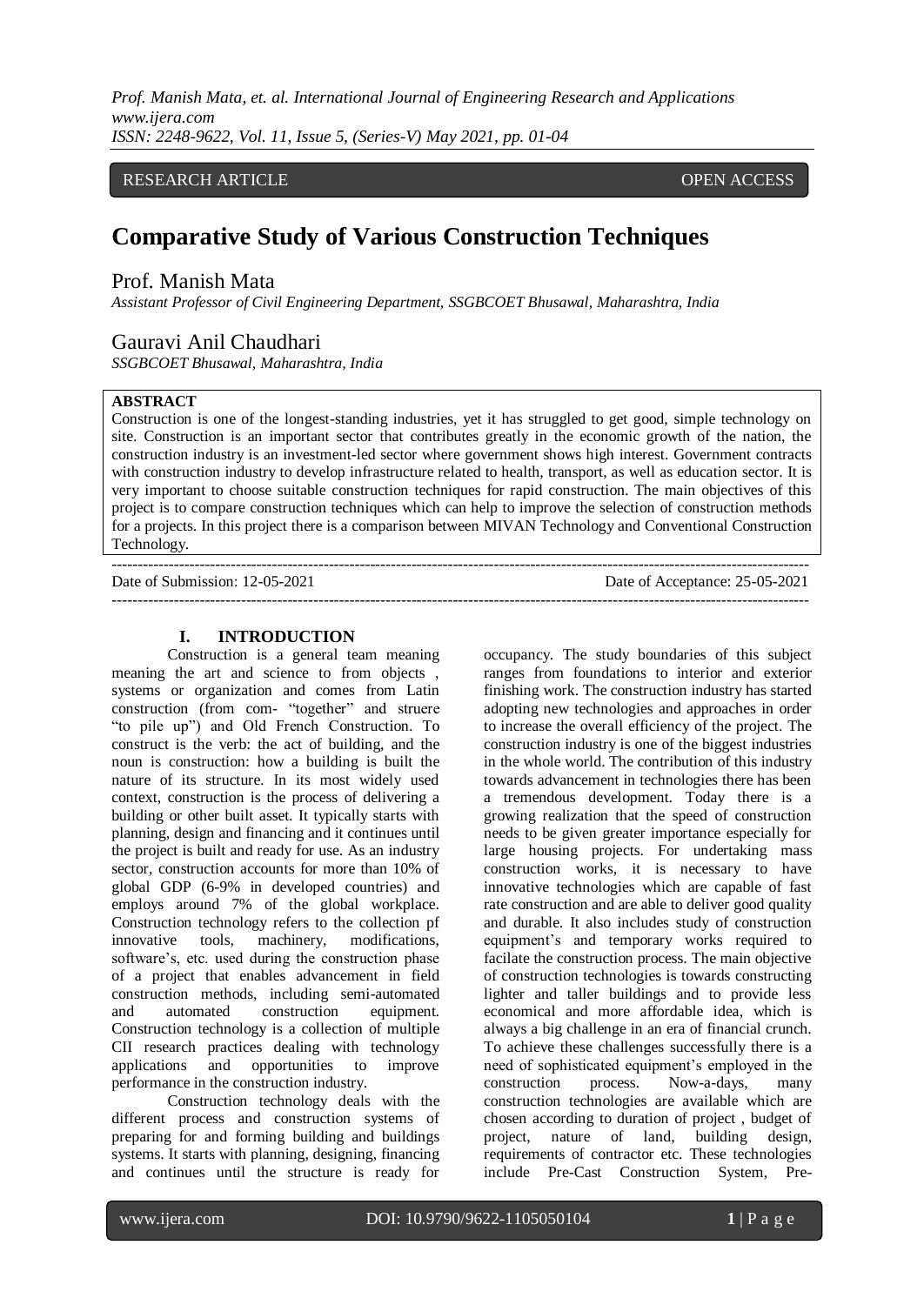RESEARCH ARTICLE OPEN ACCESS

# Comparative Study of Various Construction Techniques

## Prof. Manish Mata

*Assistant Professor of Civil Engineering Department, SSGBCOET Bhusawal, Maharashtra, India*

## Gauravi Anil Chaudhari

*SSGBCOET Bhusawal, Maharashtra, India*

**ABSTRACT**

Construction is one of the longest-standing industries, yet it has struggled to get good, simple technology on site. Construction is an important sector that contributes greatly in the economic growth of the nation, the construction industry is an investment-led sector where government shows high interest. Government contracts with construction industry to develop infrastructure related to health, transport, as well as education sector. It is very important to choose suitable construction techniques for rapid construction. The main objectives of this project is to compare construction techniques which can help to improve the selection of construction methods for a projects. In this project there is a comparison between MIVAN Technology and Conventional Construction Technology.

Date of Submission: 12-05-2021 Date of Acceptance: 25-05-2021

## I. INTRODUCTION

Construction is a general team meaning meaning the art and science to from objects , systems or organization and comes from Latin construction (from com- "together" and struere "to pile up") and Old French Construction. To construct is the verb: the act of building, and the noun is construction: how a building is built the nature of its structure. In its most widely used context, construction is the process of delivering a building or other built asset. It typically starts with planning, design and financing and it continues until the project is built and ready for use. As an industry sector, construction accounts for more than 10% of global GDP (6-9% in developed countries) and employs around 7% of the global workplace. Construction technology refers to the collection pf innovative tools, machinery, modifications, software's, etc. used during the construction phase of a project that enables advancement in field construction methods, including semi-automated and automated construction equipment. Construction technology is a collection of multiple CII research practices dealing with technology applications and opportunities to improve performance in the construction industry.

Construction technology deals with the different process and construction systems of preparing for and forming building and buildings systems. It starts with planning, designing, financing and continues until the structure is ready for occupancy. The study boundaries of this subject ranges from foundations to interior and exterior finishing work. The construction industry has started adopting new technologies and approaches in order to increase the overall efficiency of the project. The construction industry is one of the biggest industries in the whole world. The contribution of this industry towards advancement in technologies there has been a tremendous development. Today there is a growing realization that the speed of construction needs to be given greater importance especially for large housing projects. For undertaking mass construction works, it is necessary to have innovative technologies which are capable of fast rate construction and are able to deliver good quality and durable. It also includes study of construction equipment's and temporary works required to facilate the construction process. The main objective of construction technologies is towards constructing lighter and taller buildings and to provide less economical and more affordable idea, which is always a big challenge in an era of financial crunch. To achieve these challenges successfully there is a need of sophisticated equipment's employed in the construction process. Now-a-days, many construction technologies are available which are chosen according to duration of project , budget of project, nature of land, building design, requirements of contractor etc. These technologies include Pre-Cast Construction System, Pre-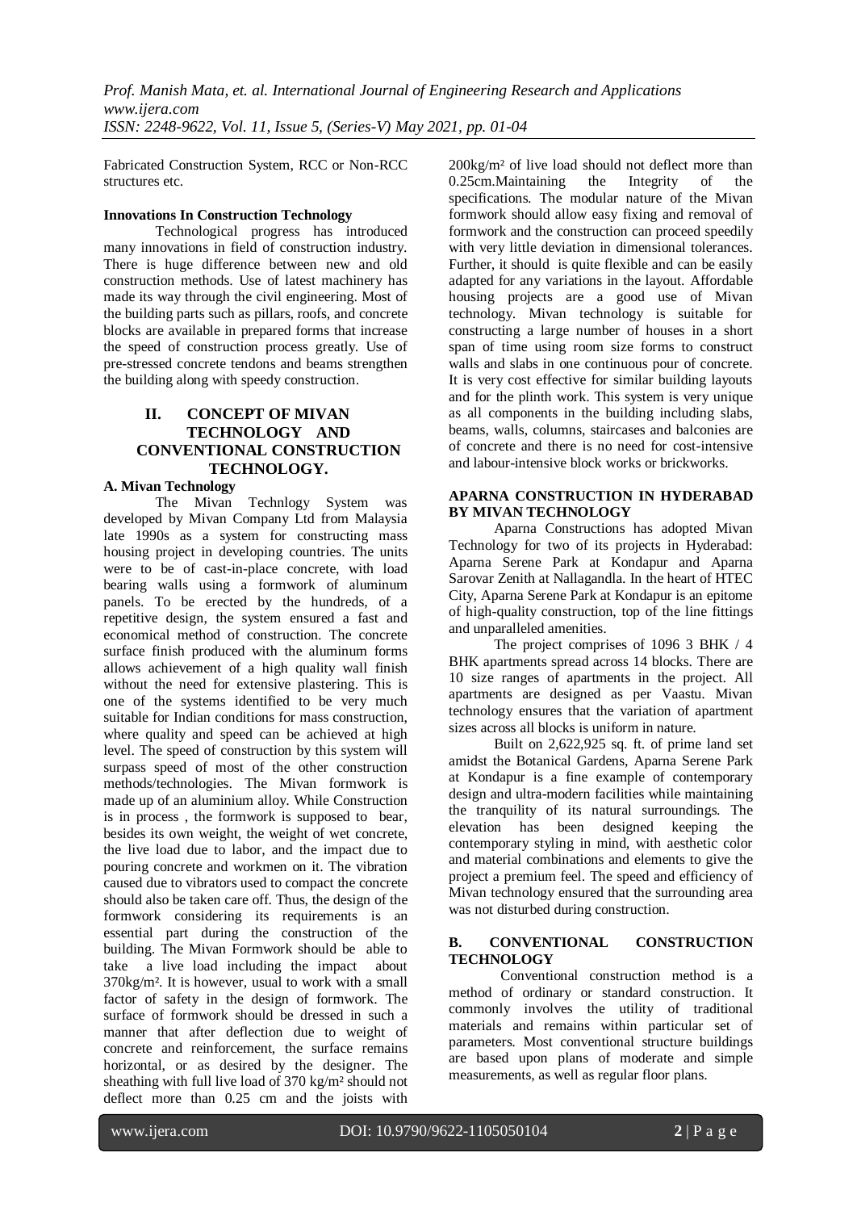Fabricated Construction System, RCC or Non-RCC structures etc.

**Innovations In Construction Technology**

Technological progress has introduced many innovations in field of construction industry. There is huge difference between new and old construction methods. Use of latest machinery has made its way through the civil engineering. Most of the building parts such as pillars, roofs, and concrete blocks are available in prepared forms that increase the speed of construction process greatly. Use of pre-stressed concrete tendons and beams strengthen the building along with speedy construction.

## II. CONCEPT OF MIVAN TECHNOLOGY AND CONVENTIONAL CONSTRUCTION TECHNOLOGY.

### A. Mivan Technology

The Mivan Technlogy System was developed by Mivan Company Ltd from Malaysia late 1990s as a system for constructing mass housing project in developing countries. The units were to be of cast-in-place concrete, with load bearing walls using a formwork of aluminum panels. To be erected by the hundreds, of a repetitive design, the system ensured a fast and economical method of construction. The concrete surface finish produced with the aluminum forms allows achievement of a high quality wall finish without the need for extensive plastering. This is one of the systems identified to be very much suitable for Indian conditions for mass construction, where quality and speed can be achieved at high level. The speed of construction by this system will surpass speed of most of the other construction methods/technologies. The Mivan formwork is made up of an aluminium alloy. While Construction is in process , the formwork is supposed to bear, besides its own weight, the weight of wet concrete, the live load due to labor, and the impact due to pouring concrete and workmen on it. The vibration caused due to vibrators used to compact the concrete should also be taken care off. Thus, the design of the formwork considering its requirements is an essential part during the construction of the building. The Mivan Formwork should be able to take a live load including the impact about 370kg/m². It is however, usual to work with a small factor of safety in the design of formwork. The surface of formwork should be dressed in such a manner that after deflection due to weight of concrete and reinforcement, the surface remains horizontal, or as desired by the designer. The sheathing with full live load of 370 kg/m² should not deflect more than 0.25 cm and the joists with 200kg/m² of live load should not deflect more than 0.25cm.Maintaining the Integrity of the specifications. The modular nature of the Mivan formwork should allow easy fixing and removal of formwork and the construction can proceed speedily with very little deviation in dimensional tolerances. Further, it should is quite flexible and can be easily adapted for any variations in the layout. Affordable housing projects are a good use of Mivan technology. Mivan technology is suitable for constructing a large number of houses in a short span of time using room size forms to construct walls and slabs in one continuous pour of concrete. It is very cost effective for similar building layouts and for the plinth work. This system is very unique as all components in the building including slabs, beams, walls, columns, staircases and balconies are of concrete and there is no need for cost-intensive and labour-intensive block works or brickworks.

**APARNA CONSTRUCTION IN HYDERABAD BY MIVAN TECHNOLOGY**

Aparna Constructions has adopted Mivan Technology for two of its projects in Hyderabad: Aparna Serene Park at Kondapur and Aparna Sarovar Zenith at Nallagandla. In the heart of HTEC City, Aparna Serene Park at Kondapur is an epitome of high-quality construction, top of the line fittings and unparalleled amenities.

The project comprises of 1096 3 BHK / 4 BHK apartments spread across 14 blocks. There are 10 size ranges of apartments in the project. All apartments are designed as per Vaastu. Mivan technology ensures that the variation of apartment sizes across all blocks is uniform in nature.

Built on 2,622,925 sq. ft. of prime land set amidst the Botanical Gardens, Aparna Serene Park at Kondapur is a fine example of contemporary design and ultra-modern facilities while maintaining the tranquility of its natural surroundings. The elevation has been designed keeping the contemporary styling in mind, with aesthetic color and material combinations and elements to give the project a premium feel. The speed and efficiency of Mivan technology ensured that the surrounding area was not disturbed during construction.

### B. CONVENTIONAL CONSTRUCTION TECHNOLOGY

Conventional construction method is a method of ordinary or standard construction. It commonly involves the utility of traditional materials and remains within particular set of parameters. Most conventional structure buildings are based upon plans of moderate and simple measurements, as well as regular floor plans.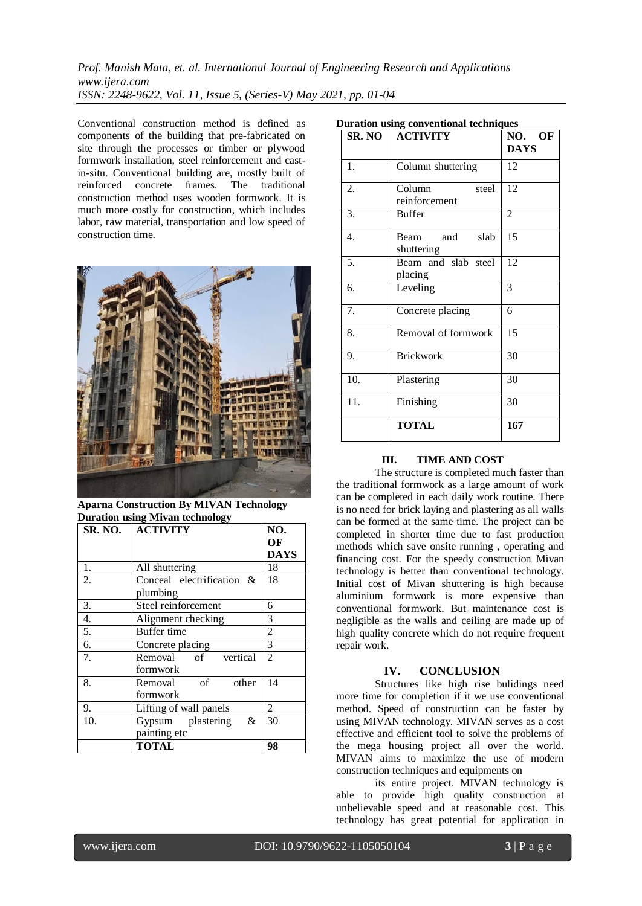Conventional construction method is defined as components of the building that pre-fabricated on site through the processes or timber or plywood formwork installation, steel reinforcement and cast-in-situ. Conventional building are, mostly built of reinforced concrete frames. The traditional construction method uses wooden formwork. It is much more costly for construction, which includes labor, raw material, transportation and low speed of construction time.

**Aparna Construction By MIVAN Technology**

**Duration using Mivan technology**

| SR. NO. | ACTIVITY | NO. OF DAYS |
|---|---|---|
| 1. | All shuttering | 18 |
| 2. | Conceal electrification & plumbing | 18 |
| 3. | Steel reinforcement | 6 |
| 4. | Alignment checking | 3 |
| 5. | Buffer time | 2 |
| 6. | Concrete placing | 3 |
| 7. | Removal of vertical formwork | 2 |
| 8. | Removal of other formwork | 14 |
| 9. | Lifting of wall panels | 2 |
| 10. | Gypsum plastering & painting etc | 30 |
| | **TOTAL** | **98** |

**Duration using conventional techniques**

| SR. NO | ACTIVITY | NO. OF DAYS |
|---|---|---|
| 1. | Column shuttering | 12 |
| 2. | Column steel reinforcement | 12 |
| 3. | Buffer | 2 |
| 4. | Beam and slab shuttering | 15 |
| 5. | Beam and slab steel placing | 12 |
| 6. | Leveling | 3 |
| 7. | Concrete placing | 6 |
| 8. | Removal of formwork | 15 |
| 9. | Brickwork | 30 |
| 10. | Plastering | 30 |
| 11. | Finishing | 30 |
| | **TOTAL** | **167** |

## III. TIME AND COST

The structure is completed much faster than the traditional formwork as a large amount of work can be completed in each daily work routine. There is no need for brick laying and plastering as all walls can be formed at the same time. The project can be completed in shorter time due to fast production methods which save onsite running , operating and financing cost. For the speedy construction Mivan technology is better than conventional technology. Initial cost of Mivan shuttering is high because aluminium formwork is more expensive than conventional formwork. But maintenance cost is negligible as the walls and ceiling are made up of high quality concrete which do not require frequent repair work.

## IV. CONCLUSION

Structures like high rise bulidings need more time for completion if it we use conventional method. Speed of construction can be faster by using MIVAN technology. MIVAN serves as a cost effective and efficient tool to solve the problems of the mega housing project all over the world. MIVAN aims to maximize the use of modern construction techniques and equipments on

its entire project. MIVAN technology is able to provide high quality construction at unbelievable speed and at reasonable cost. This technology has great potential for application in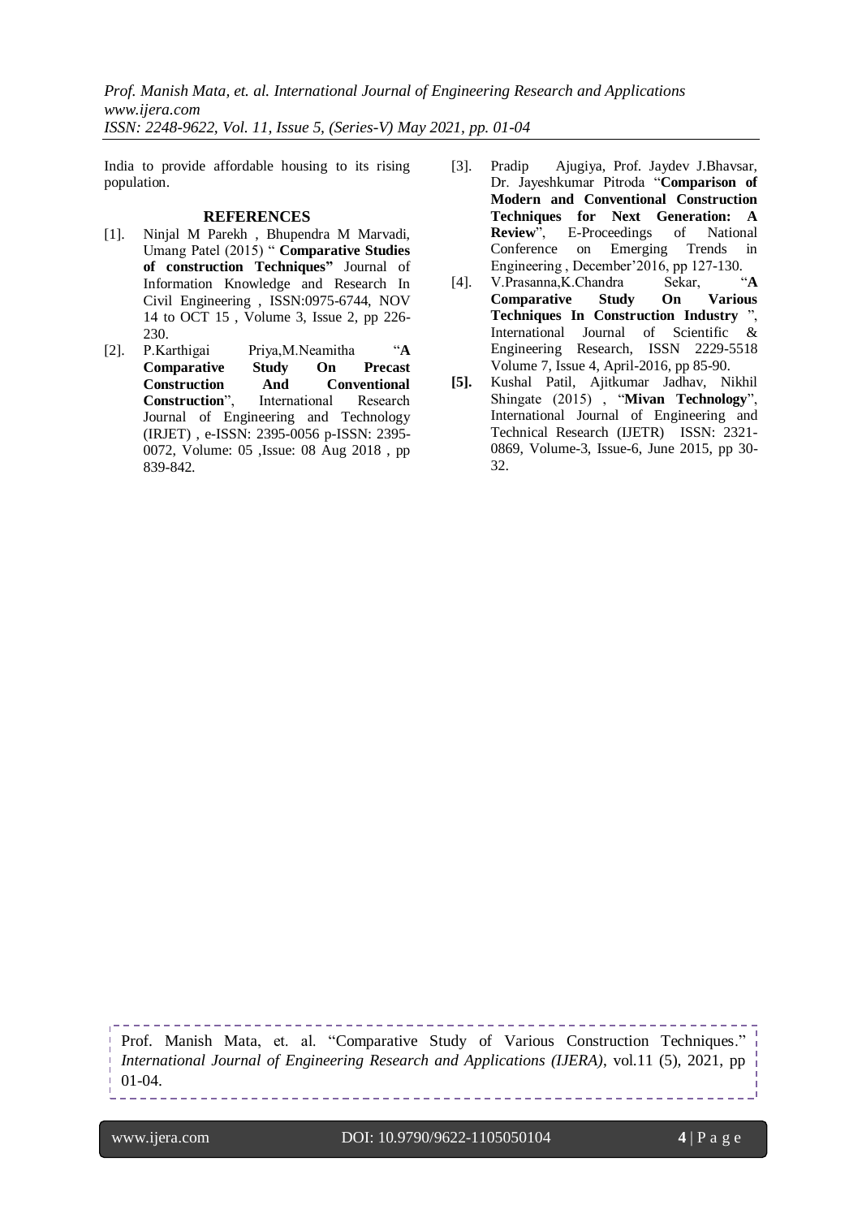India to provide affordable housing to its rising population.

## REFERENCES

[1]. Ninjal M Parekh , Bhupendra M Marvadi, Umang Patel (2015) " **Comparative Studies of construction Techniques"** Journal of Information Knowledge and Research In Civil Engineering , ISSN:0975-6744, NOV 14 to OCT 15 , Volume 3, Issue 2, pp 226-230.

[2]. P.Karthigai Priya,M.Neamitha "**A Comparative Study On Precast Construction And Conventional Construction**", International Research Journal of Engineering and Technology (IRJET) , e-ISSN: 2395-0056 p-ISSN: 2395-0072, Volume: 05 ,Issue: 08 Aug 2018 , pp 839-842.

[3]. Pradip Ajugiya, Prof. Jaydev J.Bhavsar, Dr. Jayeshkumar Pitroda "**Comparison of Modern and Conventional Construction Techniques for Next Generation: A Review**", E-Proceedings of National Conference on Emerging Trends in Engineering , December'2016, pp 127-130.

[4]. V.Prasanna,K.Chandra Sekar, "**A Comparative Study On Various Techniques In Construction Industry** ", International Journal of Scientific & Engineering Research, ISSN 2229-5518 Volume 7, Issue 4, April-2016, pp 85-90.

**[5].** Kushal Patil, Ajitkumar Jadhav, Nikhil Shingate (2015) , "**Mivan Technology**", International Journal of Engineering and Technical Research (IJETR) ISSN: 2321-0869, Volume-3, Issue-6, June 2015, pp 30-32.

Prof. Manish Mata, et. al. "Comparative Study of Various Construction Techniques." *International Journal of Engineering Research and Applications (IJERA)*, vol.11 (5), 2021, pp 01-04.